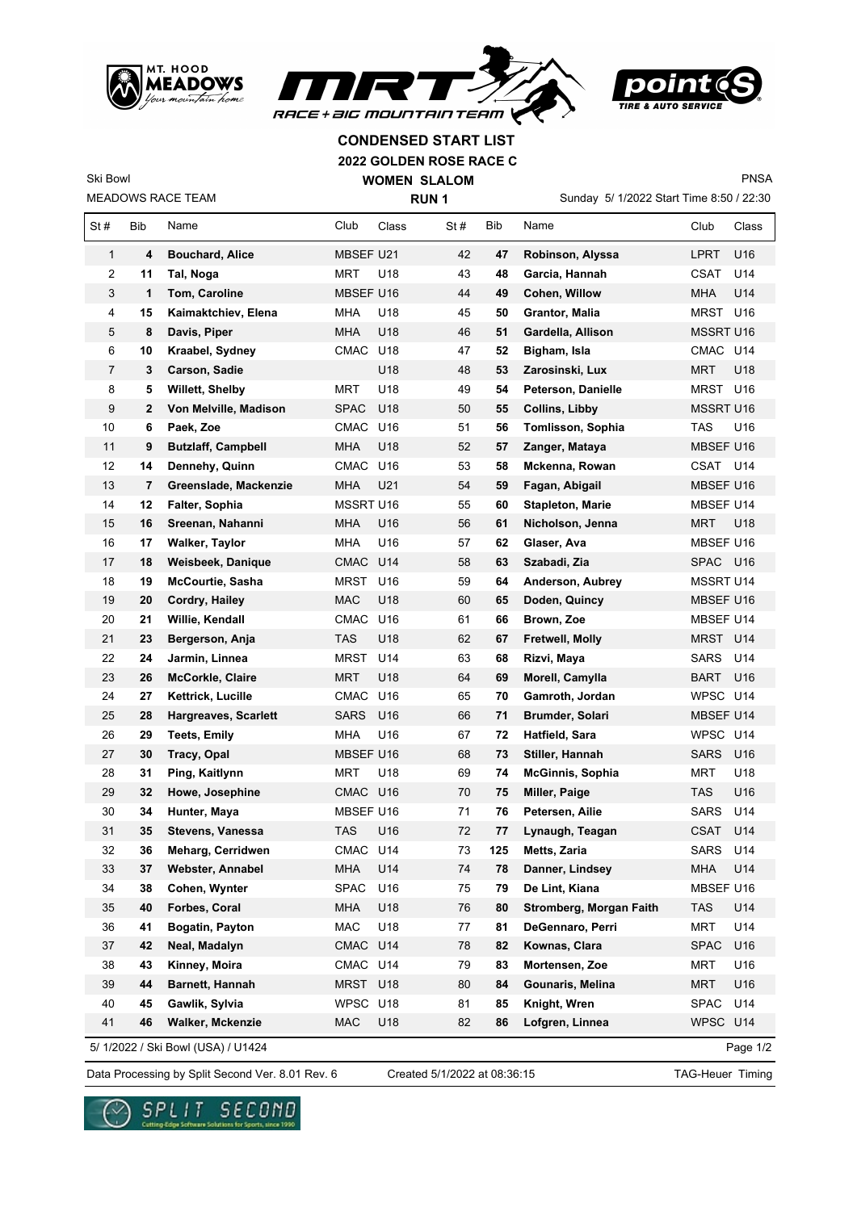# CONDENSED START LIST

## 2022 GOLDEN ROSE RACE C

## WOMEN SLALOM

### RUN 1

Ski Bowl
MEADOWS RACE TEAM

PNSA
Sunday 5/ 1/2022 Start Time 8:50 / 22:30

| St # | Bib | Name | Club | Class |
|---|---|---|---|---|
| 1 | **4** | **Bouchard, Alice** | MBSEF | U21 |
| 2 | **11** | **Tal, Noga** | MRT | U18 |
| 3 | **1** | **Tom, Caroline** | MBSEF | U16 |
| 4 | **15** | **Kaimaktchiev, Elena** | MHA | U18 |
| 5 | **8** | **Davis, Piper** | MHA | U18 |
| 6 | **10** | **Kraabel, Sydney** | CMAC | U18 |
| 7 | **3** | **Carson, Sadie** | | U18 |
| 8 | **5** | **Willett, Shelby** | MRT | U18 |
| 9 | **2** | **Von Melville, Madison** | SPAC | U18 |
| 10 | **6** | **Paek, Zoe** | CMAC | U16 |
| 11 | **9** | **Butzlaff, Campbell** | MHA | U18 |
| 12 | **14** | **Dennehy, Quinn** | CMAC | U16 |
| 13 | **7** | **Greenslade, Mackenzie** | MHA | U21 |
| 14 | **12** | **Falter, Sophia** | MSSRT | U16 |
| 15 | **16** | **Sreenan, Nahanni** | MHA | U16 |
| 16 | **17** | **Walker, Taylor** | MHA | U16 |
| 17 | **18** | **Weisbeek, Danique** | CMAC | U14 |
| 18 | **19** | **McCourtie, Sasha** | MRST | U16 |
| 19 | **20** | **Cordry, Hailey** | MAC | U18 |
| 20 | **21** | **Willie, Kendall** | CMAC | U16 |
| 21 | **23** | **Bergerson, Anja** | TAS | U18 |
| 22 | **24** | **Jarmin, Linnea** | MRST | U14 |
| 23 | **26** | **McCorkle, Claire** | MRT | U18 |
| 24 | **27** | **Kettrick, Lucille** | CMAC | U16 |
| 25 | **28** | **Hargreaves, Scarlett** | SARS | U16 |
| 26 | **29** | **Teets, Emily** | MHA | U16 |
| 27 | **30** | **Tracy, Opal** | MBSEF | U16 |
| 28 | **31** | **Ping, Kaitlynn** | MRT | U18 |
| 29 | **32** | **Howe, Josephine** | CMAC | U16 |
| 30 | **34** | **Hunter, Maya** | MBSEF | U16 |
| 31 | **35** | **Stevens, Vanessa** | TAS | U16 |
| 32 | **36** | **Meharg, Cerridwen** | CMAC | U14 |
| 33 | **37** | **Webster, Annabel** | MHA | U14 |
| 34 | **38** | **Cohen, Wynter** | SPAC | U16 |
| 35 | **40** | **Forbes, Coral** | MHA | U18 |
| 36 | **41** | **Bogatin, Payton** | MAC | U18 |
| 37 | **42** | **Neal, Madalyn** | CMAC | U14 |
| 38 | **43** | **Kinney, Moira** | CMAC | U14 |
| 39 | **44** | **Barnett, Hannah** | MRST | U18 |
| 40 | **45** | **Gawlik, Sylvia** | WPSC | U18 |
| 41 | **46** | **Walker, Mckenzie** | MAC | U18 |
| 42 | **47** | **Robinson, Alyssa** | LPRT | U16 |
| 43 | **48** | **Garcia, Hannah** | CSAT | U14 |
| 44 | **49** | **Cohen, Willow** | MHA | U14 |
| 45 | **50** | **Grantor, Malia** | MRST | U16 |
| 46 | **51** | **Gardella, Allison** | MSSRT | U16 |
| 47 | **52** | **Bigham, Isla** | CMAC | U14 |
| 48 | **53** | **Zarosinski, Lux** | MRT | U18 |
| 49 | **54** | **Peterson, Danielle** | MRST | U16 |
| 50 | **55** | **Collins, Libby** | MSSRT | U16 |
| 51 | **56** | **Tomlisson, Sophia** | TAS | U16 |
| 52 | **57** | **Zanger, Mataya** | MBSEF | U16 |
| 53 | **58** | **Mckenna, Rowan** | CSAT | U14 |
| 54 | **59** | **Fagan, Abigail** | MBSEF | U16 |
| 55 | **60** | **Stapleton, Marie** | MBSEF | U14 |
| 56 | **61** | **Nicholson, Jenna** | MRT | U18 |
| 57 | **62** | **Glaser, Ava** | MBSEF | U16 |
| 58 | **63** | **Szabadi, Zia** | SPAC | U16 |
| 59 | **64** | **Anderson, Aubrey** | MSSRT | U14 |
| 60 | **65** | **Doden, Quincy** | MBSEF | U16 |
| 61 | **66** | **Brown, Zoe** | MBSEF | U14 |
| 62 | **67** | **Fretwell, Molly** | MRST | U14 |
| 63 | **68** | **Rizvi, Maya** | SARS | U14 |
| 64 | **69** | **Morell, Camylla** | BART | U16 |
| 65 | **70** | **Gamroth, Jordan** | WPSC | U14 |
| 66 | **71** | **Brumder, Solari** | MBSEF | U14 |
| 67 | **72** | **Hatfield, Sara** | WPSC | U14 |
| 68 | **73** | **Stiller, Hannah** | SARS | U16 |
| 69 | **74** | **McGinnis, Sophia** | MRT | U18 |
| 70 | **75** | **Miller, Paige** | TAS | U16 |
| 71 | **76** | **Petersen, Ailie** | SARS | U14 |
| 72 | **77** | **Lynaugh, Teagan** | CSAT | U14 |
| 73 | **125** | **Metts, Zaria** | SARS | U14 |
| 74 | **78** | **Danner, Lindsey** | MHA | U14 |
| 75 | **79** | **De Lint, Kiana** | MBSEF | U16 |
| 76 | **80** | **Stromberg, Morgan Faith** | TAS | U14 |
| 77 | **81** | **DeGennaro, Perri** | MRT | U14 |
| 78 | **82** | **Kownas, Clara** | SPAC | U16 |
| 79 | **83** | **Mortensen, Zoe** | MRT | U16 |
| 80 | **84** | **Gounaris, Melina** | MRT | U16 |
| 81 | **85** | **Knight, Wren** | SPAC | U14 |
| 82 | **86** | **Lofgren, Linnea** | WPSC | U14 |

5/ 1/2022 / Ski Bowl (USA) / U1424

Data Processing by Split Second Ver. 8.01 Rev. 6 — Created 5/1/2022 at 08:36:15 — TAG-Heuer Timing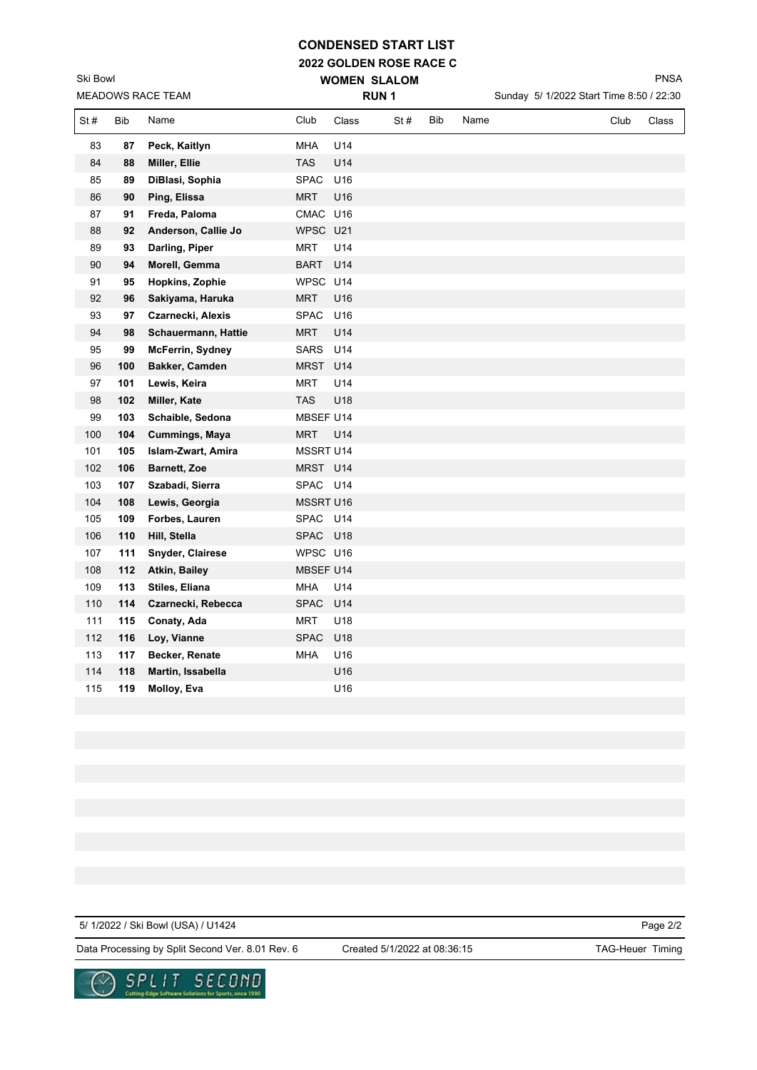# CONDENSED START LIST

## 2022 GOLDEN ROSE RACE C

Ski Bowl
MEADOWS RACE TEAM

**WOMEN SLALOM**
**RUN 1**

PNSA
Sunday 5/ 1/2022 Start Time 8:50 / 22:30

| St # | Bib | Name | Club | Class |
|---|---|---|---|---|
| 83 | **87** | **Peck, Kaitlyn** | MHA | U14 |
| 84 | **88** | **Miller, Ellie** | TAS | U14 |
| 85 | **89** | **DiBlasi, Sophia** | SPAC | U16 |
| 86 | **90** | **Ping, Elissa** | MRT | U16 |
| 87 | **91** | **Freda, Paloma** | CMAC | U16 |
| 88 | **92** | **Anderson, Callie Jo** | WPSC | U21 |
| 89 | **93** | **Darling, Piper** | MRT | U14 |
| 90 | **94** | **Morell, Gemma** | BART | U14 |
| 91 | **95** | **Hopkins, Zophie** | WPSC | U14 |
| 92 | **96** | **Sakiyama, Haruka** | MRT | U16 |
| 93 | **97** | **Czarnecki, Alexis** | SPAC | U16 |
| 94 | **98** | **Schauermann, Hattie** | MRT | U14 |
| 95 | **99** | **McFerrin, Sydney** | SARS | U14 |
| 96 | **100** | **Bakker, Camden** | MRST | U14 |
| 97 | **101** | **Lewis, Keira** | MRT | U14 |
| 98 | **102** | **Miller, Kate** | TAS | U18 |
| 99 | **103** | **Schaible, Sedona** | MBSEF | U14 |
| 100 | **104** | **Cummings, Maya** | MRT | U14 |
| 101 | **105** | **Islam-Zwart, Amira** | MSSRT | U14 |
| 102 | **106** | **Barnett, Zoe** | MRST | U14 |
| 103 | **107** | **Szabadi, Sierra** | SPAC | U14 |
| 104 | **108** | **Lewis, Georgia** | MSSRT | U16 |
| 105 | **109** | **Forbes, Lauren** | SPAC | U14 |
| 106 | **110** | **Hill, Stella** | SPAC | U18 |
| 107 | **111** | **Snyder, Clairese** | WPSC | U16 |
| 108 | **112** | **Atkin, Bailey** | MBSEF | U14 |
| 109 | **113** | **Stiles, Eliana** | MHA | U14 |
| 110 | **114** | **Czarnecki, Rebecca** | SPAC | U14 |
| 111 | **115** | **Conaty, Ada** | MRT | U18 |
| 112 | **116** | **Loy, Vianne** | SPAC | U18 |
| 113 | **117** | **Becker, Renate** | MHA | U16 |
| 114 | **118** | **Martin, Issabella** | | U16 |
| 115 | **119** | **Molloy, Eva** | | U16 |

5/ 1/2022 / Ski Bowl (USA) / U1424

Data Processing by Split Second Ver. 8.01 Rev. 6 — Created 5/1/2022 at 08:36:15 — TAG-Heuer Timing